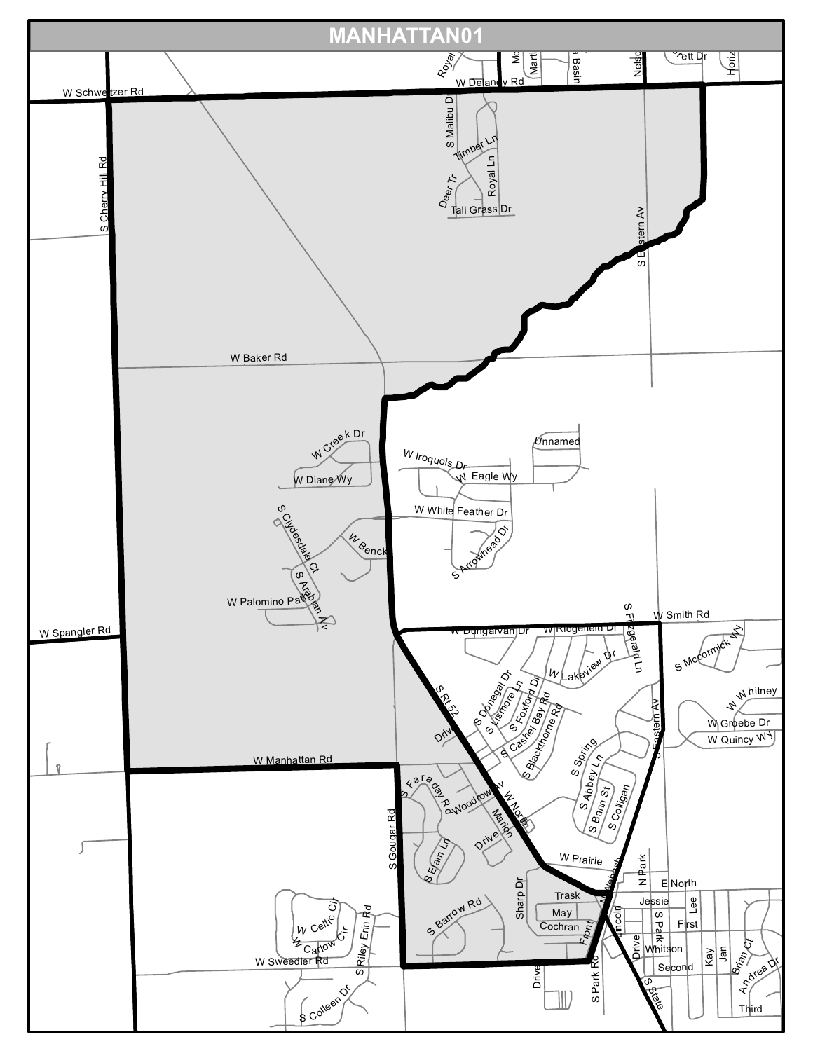# MANHATTAN01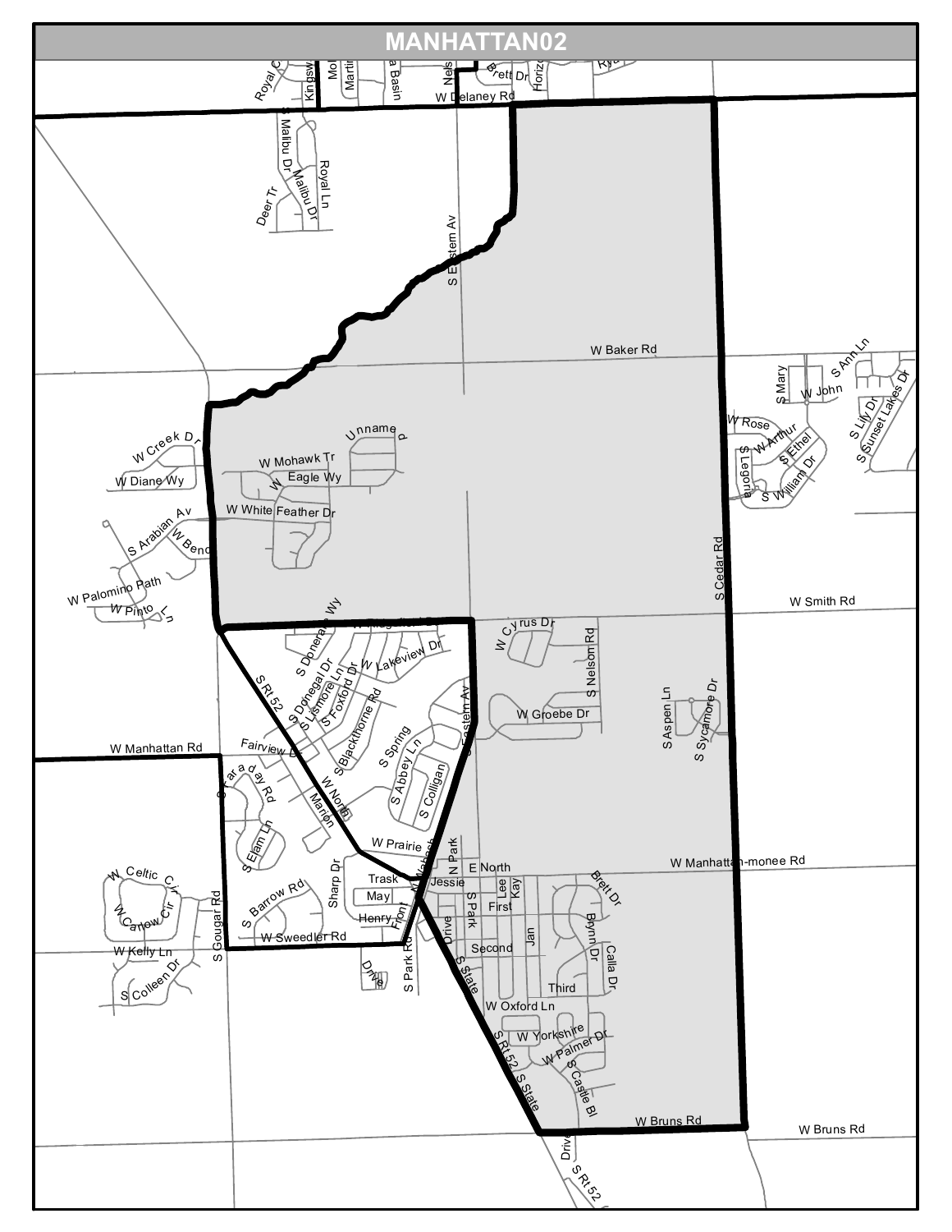# MANHATTAN02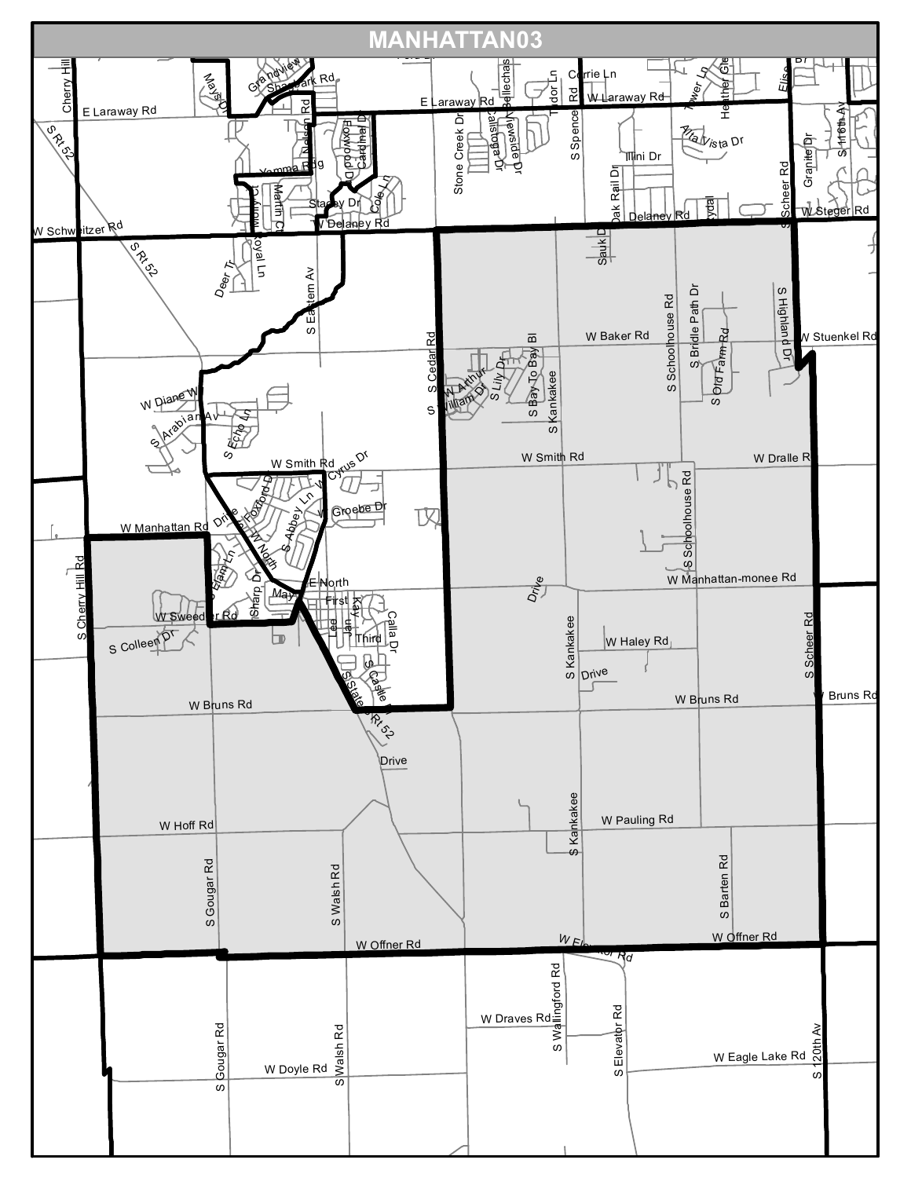# MANHATTAN03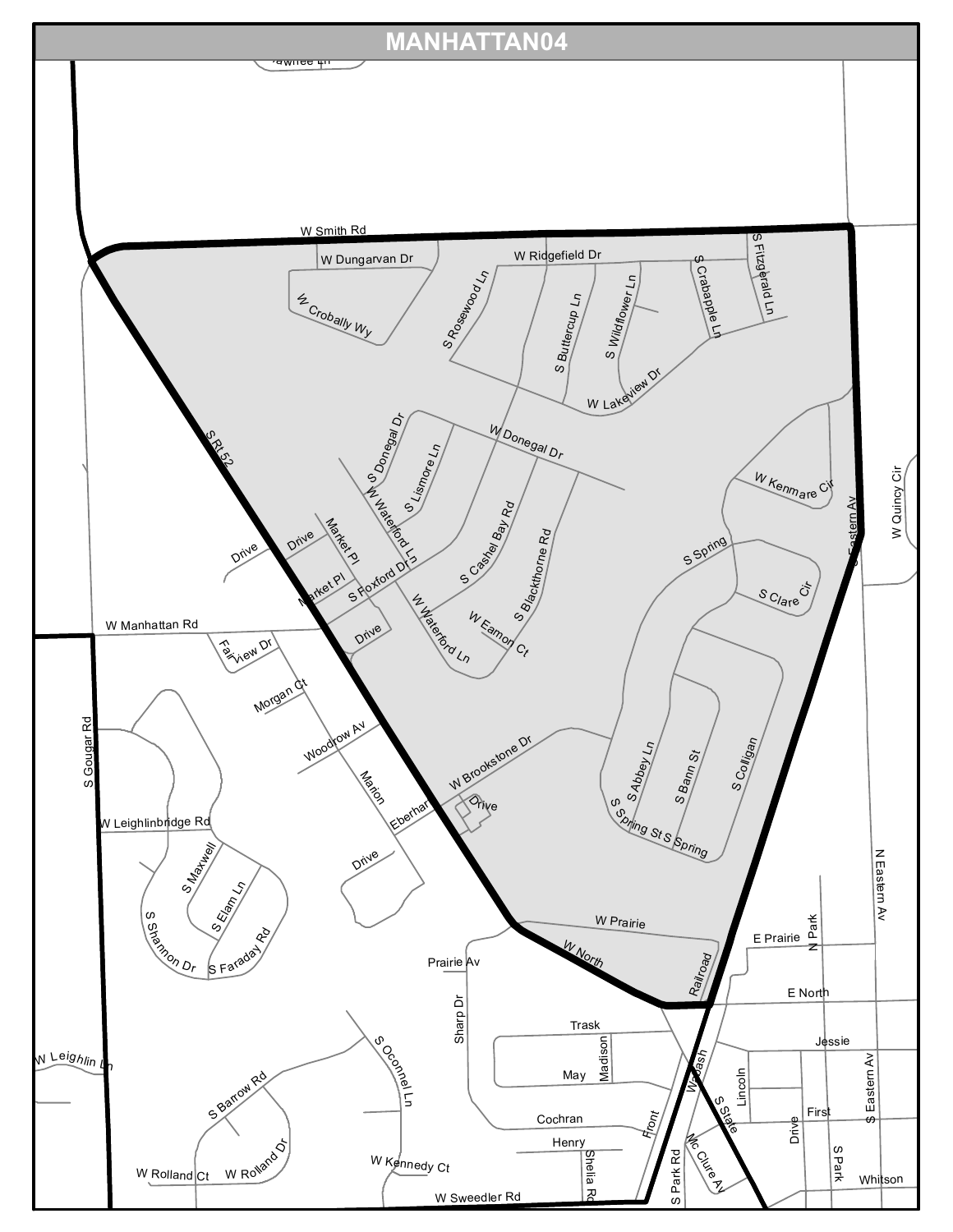# MANHATTAN04

W Smith Rd
W Dungarvan Dr
W Crobally Wy
W Ridgefield Dr
S Fitzgerald Ln
S Crabapple Ln
S Rosewood Ln
S Buttercup Ln
S Wildflower Ln
W Lakeview Dr
W Donegal Dr
S Donegal Dr
S Lismore Ln
W Waterford Ln
S Cashel Bay Rd
S Blackthorne Rd
W Kenmare Cir
S Eastern Av
W Quincy Cir
S Rt 52
Drive
Drive
Market Pl
Market Pl
S Foxford Dr
S Spring
S Clare Cir
W Manhattan Rd
Drive
W Waterford Ln
W Eamon Ct
Fair View Dr
Morgan Ct
Woodrow Av
Marion
S Gougar Rd
W Brookstone Dr
Eberhart
Drive
S Abbey Ln
S Bann St
S Colligan
S Spring St
S Spring
W Leighlinbridge Rd
S Maxwell
S Elam Ln
Drive
S Shannon Dr
S Faraday Rd
W Prairie
W North
Railroad
E Prairie
N Park
N Eastern Av
Prairie Av
E North
Sharp Dr
Trask
Jessie
May
Madison
W Leighlin Ln
S Oconnel Ln
S Barrow Rd
Wabash
S State
Lincoln
S Eastern Av
Cochran
Front
First
Henry
Drive
S Park
Mc Clure Av
W Rolland Ct
W Rolland Dr
W Kennedy Ct
Shelia Rd
S Park Rd
Whitson
W Sweedler Rd
Pawnee Ln